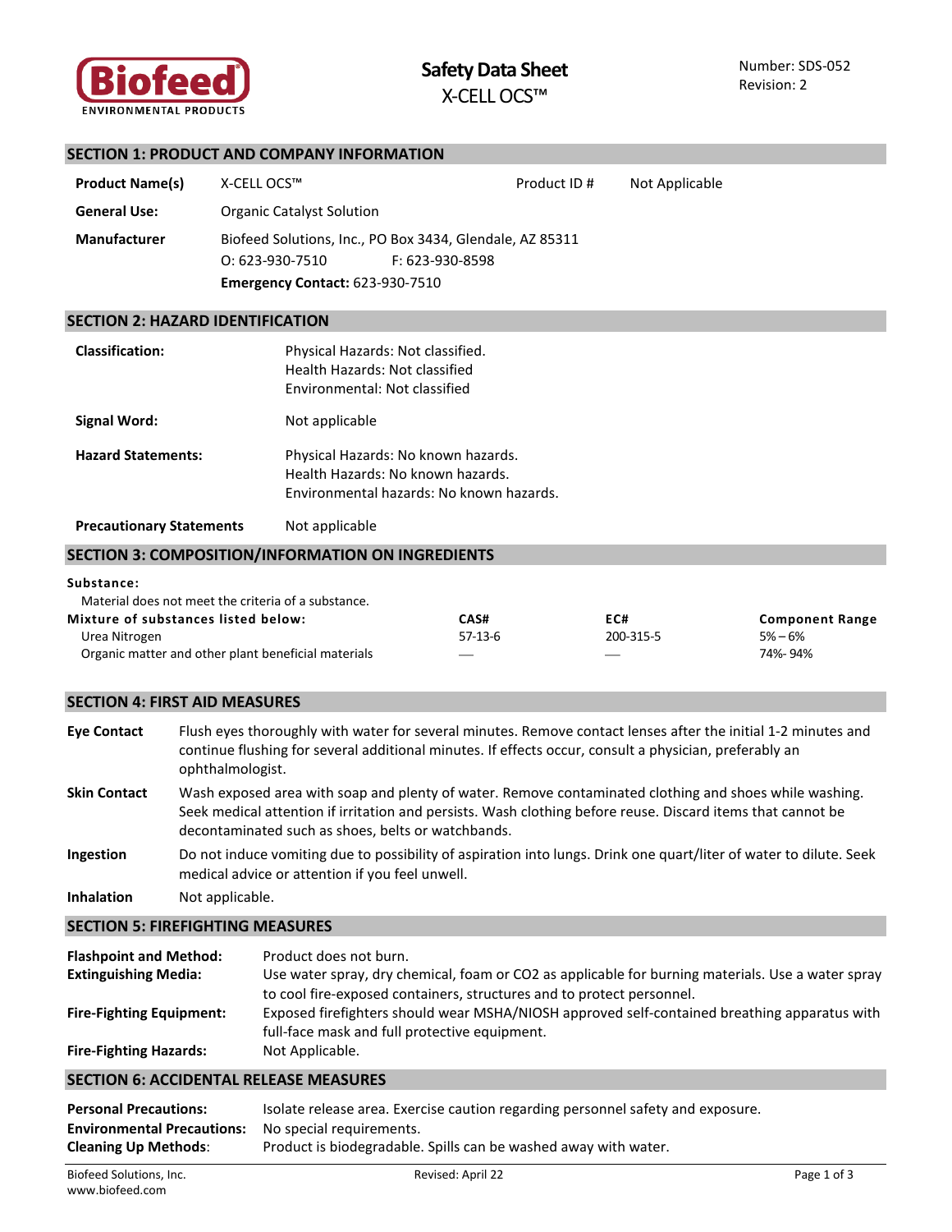Biofeed ENVIRONMENTAL PRODUCTS

# Safety Data Sheet
## X-CELL OCS™

Number: SDS-052
Revision: 2

## SECTION 1: PRODUCT AND COMPANY INFORMATION

| | | | |
|---|---|---|---|
| **Product Name(s)** | X-CELL OCS™ | Product ID # | Not Applicable |
| **General Use:** | Organic Catalyst Solution | | |
| **Manufacturer** | Biofeed Solutions, Inc., PO Box 3434, Glendale, AZ 85311<br>O: 623-930-7510 F: 623-930-8598<br>**Emergency Contact:** 623-930-7510 | | |

## SECTION 2: HAZARD IDENTIFICATION

| | |
|---|---|
| **Classification:** | Physical Hazards: Not classified.<br>Health Hazards: Not classified<br>Environmental: Not classified |
| **Signal Word:** | Not applicable |
| **Hazard Statements:** | Physical Hazards: No known hazards.<br>Health Hazards: No known hazards.<br>Environmental hazards: No known hazards. |
| **Precautionary Statements** | Not applicable |

## SECTION 3: COMPOSITION/INFORMATION ON INGREDIENTS

**Substance:**
Material does not meet the criteria of a substance.

| Mixture of substances listed below: | CAS# | EC# | Component Range |
|---|---|---|---|
| Urea Nitrogen | 57-13-6 | 200-315-5 | 5% – 6% |
| Organic matter and other plant beneficial materials | — | — | 74%- 94% |

## SECTION 4: FIRST AID MEASURES

**Eye Contact** Flush eyes thoroughly with water for several minutes. Remove contact lenses after the initial 1-2 minutes and continue flushing for several additional minutes. If effects occur, consult a physician, preferably an ophthalmologist.

**Skin Contact** Wash exposed area with soap and plenty of water. Remove contaminated clothing and shoes while washing. Seek medical attention if irritation and persists. Wash clothing before reuse. Discard items that cannot be decontaminated such as shoes, belts or watchbands.

**Ingestion** Do not induce vomiting due to possibility of aspiration into lungs. Drink one quart/liter of water to dilute. Seek medical advice or attention if you feel unwell.

**Inhalation** Not applicable.

## SECTION 5: FIREFIGHTING MEASURES

**Flashpoint and Method:** Product does not burn.

**Extinguishing Media:** Use water spray, dry chemical, foam or CO2 as applicable for burning materials. Use a water spray to cool fire-exposed containers, structures and to protect personnel.

**Fire-Fighting Equipment:** Exposed firefighters should wear MSHA/NIOSH approved self-contained breathing apparatus with full-face mask and full protective equipment.

**Fire-Fighting Hazards:** Not Applicable.

## SECTION 6: ACCIDENTAL RELEASE MEASURES

**Personal Precautions:** Isolate release area. Exercise caution regarding personnel safety and exposure.

**Environmental Precautions:** No special requirements.

**Cleaning Up Methods**: Product is biodegradable. Spills can be washed away with water.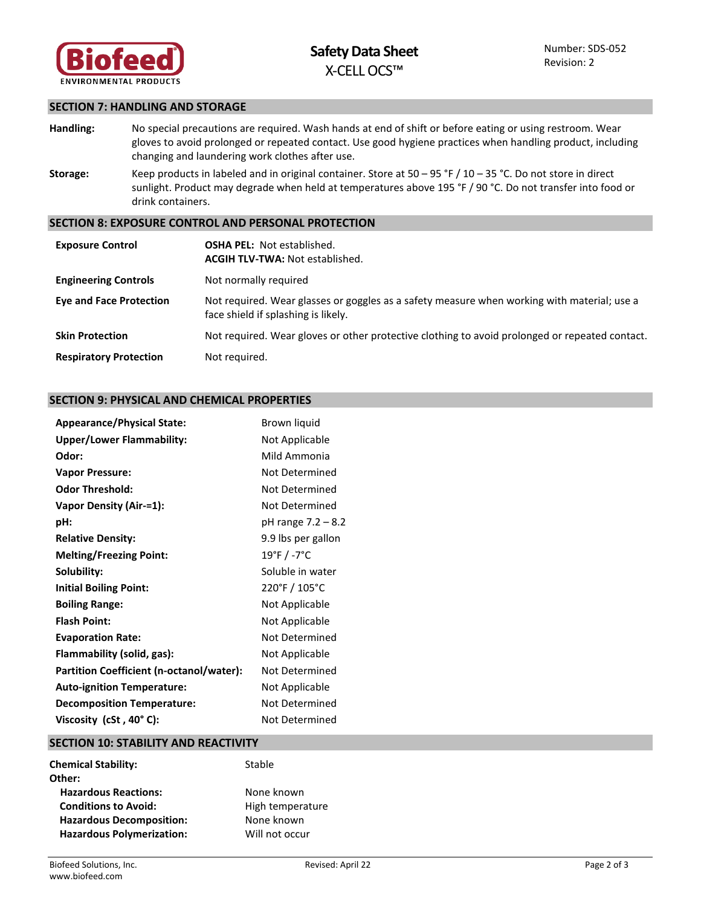## SECTION 7: HANDLING AND STORAGE

**Handling:** No special precautions are required. Wash hands at end of shift or before eating or using restroom. Wear gloves to avoid prolonged or repeated contact. Use good hygiene practices when handling product, including changing and laundering work clothes after use.

**Storage:** Keep products in labeled and in original container. Store at 50 – 95 °F / 10 – 35 °C. Do not store in direct sunlight. Product may degrade when held at temperatures above 195 °F / 90 °C. Do not transfer into food or drink containers.

## SECTION 8: EXPOSURE CONTROL AND PERSONAL PROTECTION

| | |
|---|---|
| **Exposure Control** | **OSHA PEL:** Not established.<br>**ACGIH TLV-TWA:** Not established. |
| **Engineering Controls** | Not normally required |
| **Eye and Face Protection** | Not required. Wear glasses or goggles as a safety measure when working with material; use a face shield if splashing is likely. |
| **Skin Protection** | Not required. Wear gloves or other protective clothing to avoid prolonged or repeated contact. |
| **Respiratory Protection** | Not required. |

## SECTION 9: PHYSICAL AND CHEMICAL PROPERTIES

| | |
|---|---|
| **Appearance/Physical State:** | Brown liquid |
| **Upper/Lower Flammability:** | Not Applicable |
| **Odor:** | Mild Ammonia |
| **Vapor Pressure:** | Not Determined |
| **Odor Threshold:** | Not Determined |
| **Vapor Density (Air-=1):** | Not Determined |
| **pH:** | pH range 7.2 – 8.2 |
| **Relative Density:** | 9.9 lbs per gallon |
| **Melting/Freezing Point:** | 19°F / -7°C |
| **Solubility:** | Soluble in water |
| **Initial Boiling Point:** | 220°F / 105°C |
| **Boiling Range:** | Not Applicable |
| **Flash Point:** | Not Applicable |
| **Evaporation Rate:** | Not Determined |
| **Flammability (solid, gas):** | Not Applicable |
| **Partition Coefficient (n-octanol/water):** | Not Determined |
| **Auto-ignition Temperature:** | Not Applicable |
| **Decomposition Temperature:** | Not Determined |
| **Viscosity (cSt , 40° C):** | Not Determined |

## SECTION 10: STABILITY AND REACTIVITY

| | |
|---|---|
| **Chemical Stability:** | Stable |
| **Other:** | |
| **Hazardous Reactions:** | None known |
| **Conditions to Avoid:** | High temperature |
| **Hazardous Decomposition:** | None known |
| **Hazardous Polymerization:** | Will not occur |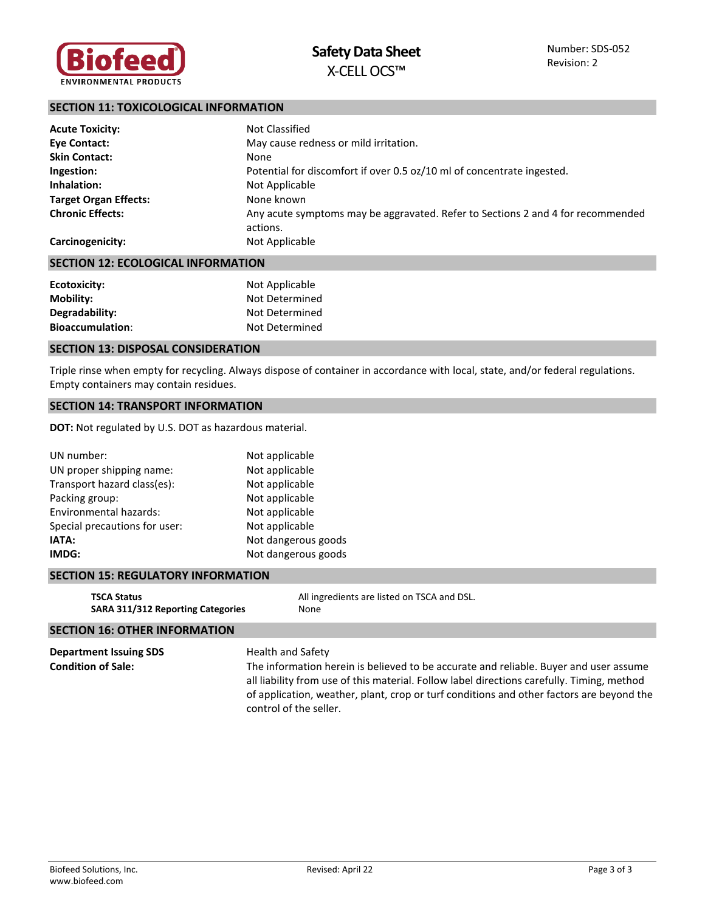## SECTION 11: TOXICOLOGICAL INFORMATION

| | |
|---|---|
| **Acute Toxicity:** | Not Classified |
| **Eye Contact:** | May cause redness or mild irritation. |
| **Skin Contact:** | None |
| **Ingestion:** | Potential for discomfort if over 0.5 oz/10 ml of concentrate ingested. |
| **Inhalation:** | Not Applicable |
| **Target Organ Effects:** | None known |
| **Chronic Effects:** | Any acute symptoms may be aggravated. Refer to Sections 2 and 4 for recommended actions. |
| **Carcinogenicity:** | Not Applicable |

## SECTION 12: ECOLOGICAL INFORMATION

| | |
|---|---|
| **Ecotoxicity:** | Not Applicable |
| **Mobility:** | Not Determined |
| **Degradability:** | Not Determined |
| **Bioaccumulation:** | Not Determined |

## SECTION 13: DISPOSAL CONSIDERATION

Triple rinse when empty for recycling. Always dispose of container in accordance with local, state, and/or federal regulations. Empty containers may contain residues.

## SECTION 14: TRANSPORT INFORMATION

**DOT:** Not regulated by U.S. DOT as hazardous material.

| | |
|---|---|
| UN number: | Not applicable |
| UN proper shipping name: | Not applicable |
| Transport hazard class(es): | Not applicable |
| Packing group: | Not applicable |
| Environmental hazards: | Not applicable |
| Special precautions for user: | Not applicable |
| **IATA:** | Not dangerous goods |
| **IMDG:** | Not dangerous goods |

## SECTION 15: REGULATORY INFORMATION

| | |
|---|---|
| **TSCA Status** | All ingredients are listed on TSCA and DSL. |
| **SARA 311/312 Reporting Categories** | None |

## SECTION 16: OTHER INFORMATION

| | |
|---|---|
| **Department Issuing SDS** | Health and Safety |
| **Condition of Sale:** | The information herein is believed to be accurate and reliable. Buyer and user assume all liability from use of this material. Follow label directions carefully. Timing, method of application, weather, plant, crop or turf conditions and other factors are beyond the control of the seller. |